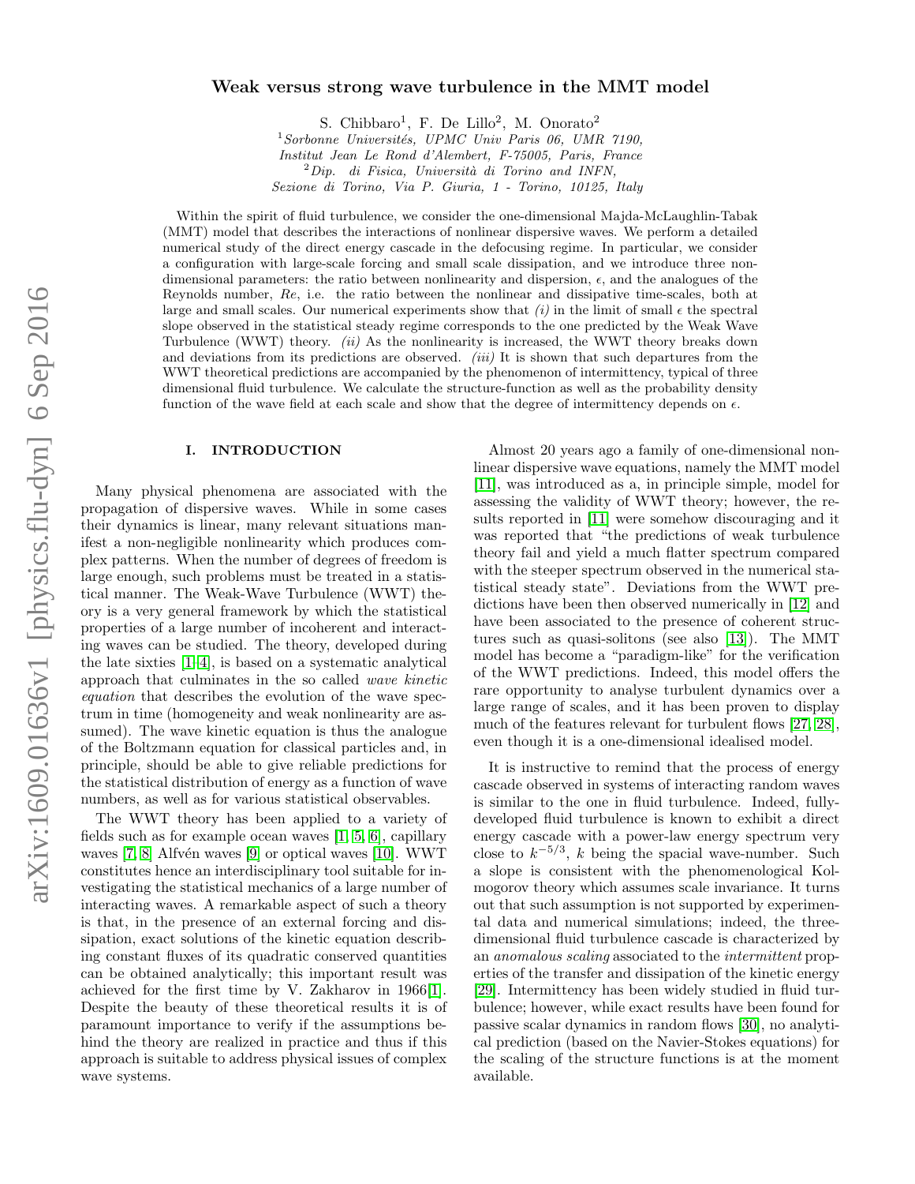# Weak versus strong wave turbulence in the MMT model

S. Chibbaro[1], F. De Lillo[2], M. Onorato[2]

[1] *Sorbonne Universités, UPMC Univ Paris 06, UMR 7190, Institut Jean Le Rond d'Alembert, F-75005, Paris, France*

[2] *Dip. di Fisica, Università di Torino and INFN, Sezione di Torino, Via P. Giuria, 1 - Torino, 10125, Italy*

Within the spirit of fluid turbulence, we consider the one-dimensional Majda-McLaughlin-Tabak (MMT) model that describes the interactions of nonlinear dispersive waves. We perform a detailed numerical study of the direct energy cascade in the defocusing regime. In particular, we consider a configuration with large-scale forcing and small scale dissipation, and we introduce three non-dimensional parameters: the ratio between nonlinearity and dispersion, $\epsilon$, and the analogues of the Reynolds number, $Re$, i.e. the ratio between the nonlinear and dissipative time-scales, both at large and small scales. Our numerical experiments show that *(i)* in the limit of small $\epsilon$ the spectral slope observed in the statistical steady regime corresponds to the one predicted by the Weak Wave Turbulence (WWT) theory. *(ii)* As the nonlinearity is increased, the WWT theory breaks down and deviations from its predictions are observed. *(iii)* It is shown that such departures from the WWT theoretical predictions are accompanied by the phenomenon of intermittency, typical of three dimensional fluid turbulence. We calculate the structure-function as well as the probability density function of the wave field at each scale and show that the degree of intermittency depends on $\epsilon$.

## I. INTRODUCTION

Many physical phenomena are associated with the propagation of dispersive waves. While in some cases their dynamics is linear, many relevant situations manifest a non-negligible nonlinearity which produces complex patterns. When the number of degrees of freedom is large enough, such problems must be treated in a statistical manner. The Weak-Wave Turbulence (WWT) theory is a very general framework by which the statistical properties of a large number of incoherent and interacting waves can be studied. The theory, developed during the late sixties [1–4], is based on a systematic analytical approach that culminates in the so called *wave kinetic equation* that describes the evolution of the wave spectrum in time (homogeneity and weak nonlinearity are assumed). The wave kinetic equation is thus the analogue of the Boltzmann equation for classical particles and, in principle, should be able to give reliable predictions for the statistical distribution of energy as a function of wave numbers, as well as for various statistical observables.

The WWT theory has been applied to a variety of fields such as for example ocean waves [1, 5, 6], capillary waves [7, 8] Alfvén waves [9] or optical waves [10]. WWT constitutes hence an interdisciplinary tool suitable for investigating the statistical mechanics of a large number of interacting waves. A remarkable aspect of such a theory is that, in the presence of an external forcing and dissipation, exact solutions of the kinetic equation describing constant fluxes of its quadratic conserved quantities can be obtained analytically; this important result was achieved for the first time by V. Zakharov in 1966[1]. Despite the beauty of these theoretical results it is of paramount importance to verify if the assumptions behind the theory are realized in practice and thus if this approach is suitable to address physical issues of complex wave systems.

Almost 20 years ago a family of one-dimensional nonlinear dispersive wave equations, namely the MMT model [11], was introduced as a, in principle simple, model for assessing the validity of WWT theory; however, the results reported in [11] were somehow discouraging and it was reported that "the predictions of weak turbulence theory fail and yield a much flatter spectrum compared with the steeper spectrum observed in the numerical statistical steady state". Deviations from the WWT predictions have been then observed numerically in [12] and have been associated to the presence of coherent structures such as quasi-solitons (see also [13]). The MMT model has become a "paradigm-like" for the verification of the WWT predictions. Indeed, this model offers the rare opportunity to analyse turbulent dynamics over a large range of scales, and it has been proven to display much of the features relevant for turbulent flows [27, 28], even though it is a one-dimensional idealised model.

It is instructive to remind that the process of energy cascade observed in systems of interacting random waves is similar to the one in fluid turbulence. Indeed, fully-developed fluid turbulence is known to exhibit a direct energy cascade with a power-law energy spectrum very close to $k^{-5/3}$, $k$ being the spacial wave-number. Such a slope is consistent with the phenomenological Kolmogorov theory which assumes scale invariance. It turns out that such assumption is not supported by experimental data and numerical simulations; indeed, the three-dimensional fluid turbulence cascade is characterized by an *anomalous scaling* associated to the *intermittent* properties of the transfer and dissipation of the kinetic energy [29]. Intermittency has been widely studied in fluid turbulence; however, while exact results have been found for passive scalar dynamics in random flows [30], no analytical prediction (based on the Navier-Stokes equations) for the scaling of the structure functions is at the moment available.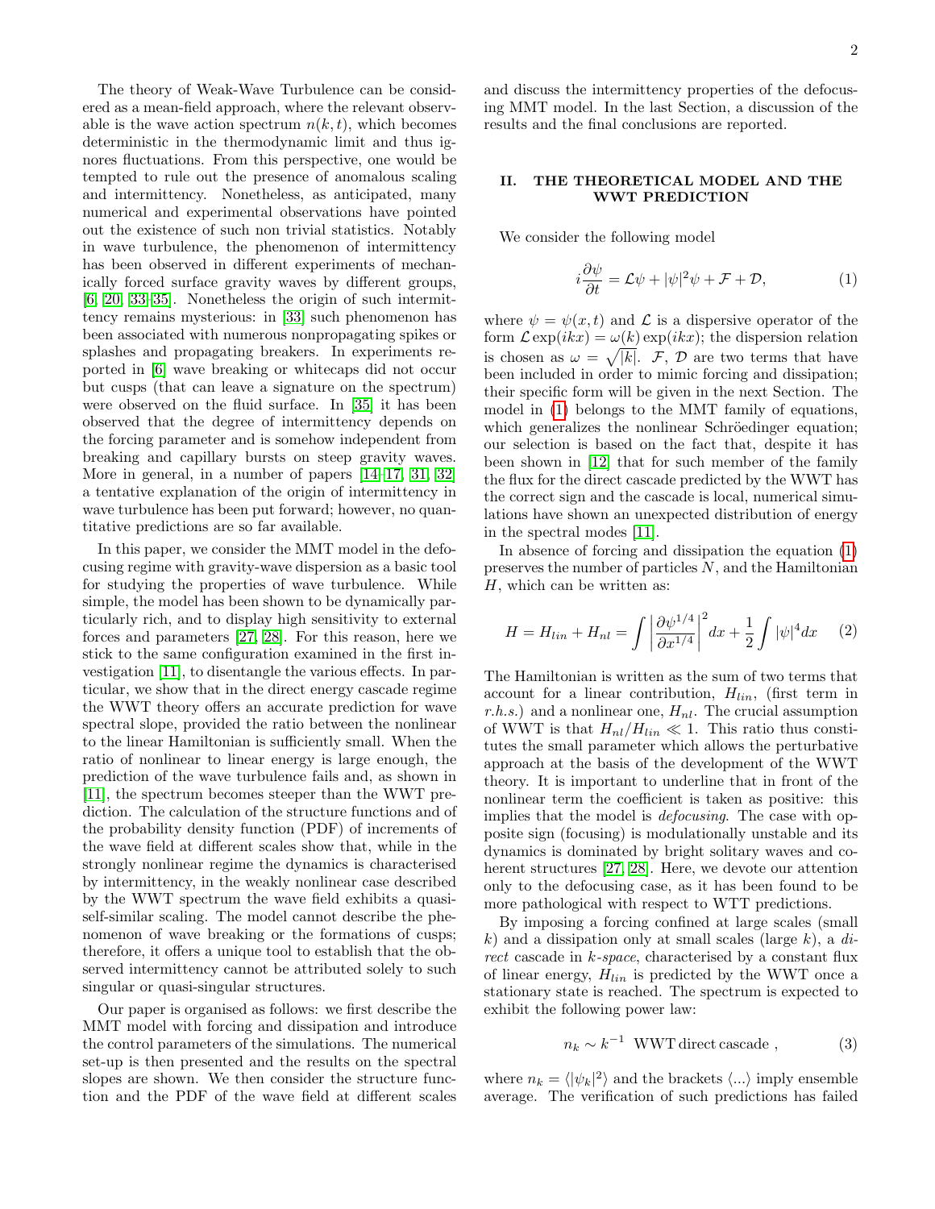The theory of Weak-Wave Turbulence can be considered as a mean-field approach, where the relevant observable is the wave action spectrum $n(k, t)$, which becomes deterministic in the thermodynamic limit and thus ignores fluctuations. From this perspective, one would be tempted to rule out the presence of anomalous scaling and intermittency. Nonetheless, as anticipated, many numerical and experimental observations have pointed out the existence of such non trivial statistics. Notably in wave turbulence, the phenomenon of intermittency has been observed in different experiments of mechanically forced surface gravity waves by different groups, [6, 20, 33–35]. Nonetheless the origin of such intermittency remains mysterious: in [33] such phenomenon has been associated with numerous nonpropagating spikes or splashes and propagating breakers. In experiments reported in [6] wave breaking or whitecaps did not occur but cusps (that can leave a signature on the spectrum) were observed on the fluid surface. In [35] it has been observed that the degree of intermittency depends on the forcing parameter and is somehow independent from breaking and capillary bursts on steep gravity waves. More in general, in a number of papers [14–17, 31, 32] a tentative explanation of the origin of intermittency in wave turbulence has been put forward; however, no quantitative predictions are so far available.

In this paper, we consider the MMT model in the defocusing regime with gravity-wave dispersion as a basic tool for studying the properties of wave turbulence. While simple, the model has been shown to be dynamically particularly rich, and to display high sensitivity to external forces and parameters [27, 28]. For this reason, here we stick to the same configuration examined in the first investigation [11], to disentangle the various effects. In particular, we show that in the direct energy cascade regime the WWT theory offers an accurate prediction for wave spectral slope, provided the ratio between the nonlinear to the linear Hamiltonian is sufficiently small. When the ratio of nonlinear to linear energy is large enough, the prediction of the wave turbulence fails and, as shown in [11], the spectrum becomes steeper than the WWT prediction. The calculation of the structure functions and of the probability density function (PDF) of increments of the wave field at different scales show that, while in the strongly nonlinear regime the dynamics is characterised by intermittency, in the weakly nonlinear case described by the WWT spectrum the wave field exhibits a quasi-self-similar scaling. The model cannot describe the phenomenon of wave breaking or the formations of cusps; therefore, it offers a unique tool to establish that the observed intermittency cannot be attributed solely to such singular or quasi-singular structures.

Our paper is organised as follows: we first describe the MMT model with forcing and dissipation and introduce the control parameters of the simulations. The numerical set-up is then presented and the results on the spectral slopes are shown. We then consider the structure function and the PDF of the wave field at different scales and discuss the intermittency properties of the defocusing MMT model. In the last Section, a discussion of the results and the final conclusions are reported.

## II. THE THEORETICAL MODEL AND THE WWT PREDICTION

We consider the following model

$$i\frac{\partial \psi}{\partial t} = \mathcal{L}\psi + |\psi|^2\psi + \mathcal{F} + \mathcal{D}, \tag{1}$$

where $\psi = \psi(x, t)$ and $\mathcal{L}$ is a dispersive operator of the form $\mathcal{L}\exp(ikx) = \omega(k)\exp(ikx)$; the dispersion relation is chosen as $\omega = \sqrt{|k|}$. $\mathcal{F}$, $\mathcal{D}$ are two terms that have been included in order to mimic forcing and dissipation; their specific form will be given in the next Section. The model in (1) belongs to the MMT family of equations, which generalizes the nonlinear Schröedinger equation; our selection is based on the fact that, despite it has been shown in [12] that for such member of the family the flux for the direct cascade predicted by the WWT has the correct sign and the cascade is local, numerical simulations have shown an unexpected distribution of energy in the spectral modes [11].

In absence of forcing and dissipation the equation (1) preserves the number of particles $N$, and the Hamiltonian $H$, which can be written as:

$$H = H_{lin} + H_{nl} = \int \left|\frac{\partial \psi^{1/4}}{\partial x^{1/4}}\right|^2 dx + \frac{1}{2}\int |\psi|^4 dx \tag{2}$$

The Hamiltonian is written as the sum of two terms that account for a linear contribution, $H_{lin}$, (first term in *r.h.s.*) and a nonlinear one, $H_{nl}$. The crucial assumption of WWT is that $H_{nl}/H_{lin} \ll 1$. This ratio thus constitutes the small parameter which allows the perturbative approach at the basis of the development of the WWT theory. It is important to underline that in front of the nonlinear term the coefficient is taken as positive: this implies that the model is *defocusing*. The case with opposite sign (focusing) is modulationally unstable and its dynamics is dominated by bright solitary waves and coherent structures [27, 28]. Here, we devote our attention only to the defocusing case, as it has been found to be more pathological with respect to WTT predictions.

By imposing a forcing confined at large scales (small $k$) and a dissipation only at small scales (large $k$), a *direct* cascade in *k-space*, characterised by a constant flux of linear energy, $H_{lin}$ is predicted by the WWT once a stationary state is reached. The spectrum is expected to exhibit the following power law:

$$n_k \sim k^{-1} \;\; \text{WWT direct cascade}\;, \tag{3}$$

where $n_k = \langle|\psi_k|^2\rangle$ and the brackets $\langle ...\rangle$ imply ensemble average. The verification of such predictions has failed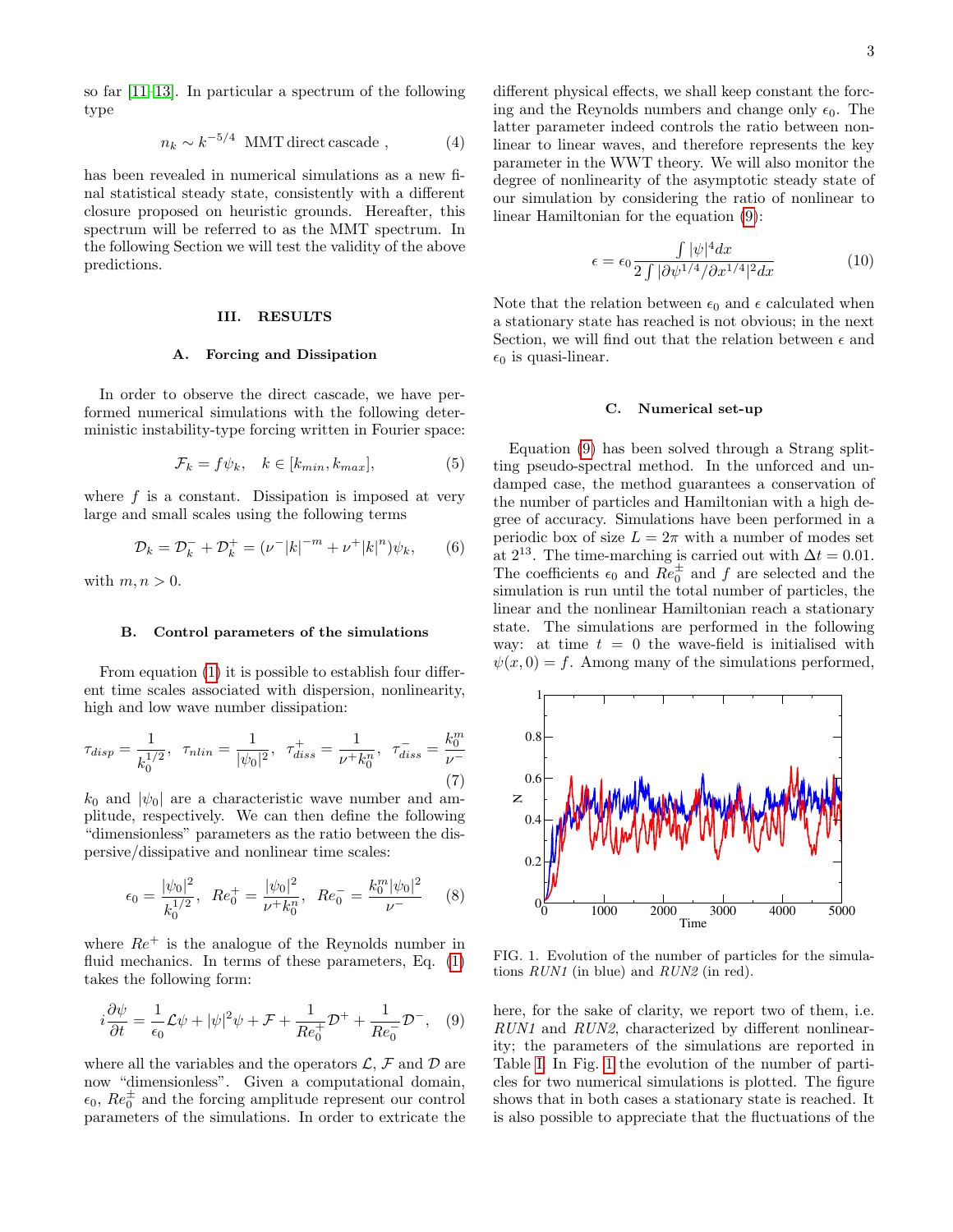so far [11–13]. In particular a spectrum of the following type

$$n_k \sim k^{-5/4} \;\; \text{MMT direct cascade} , \tag{4}$$

has been revealed in numerical simulations as a new final statistical steady state, consistently with a different closure proposed on heuristic grounds. Hereafter, this spectrum will be referred to as the MMT spectrum. In the following Section we will test the validity of the above predictions.

## III. RESULTS

### A. Forcing and Dissipation

In order to observe the direct cascade, we have performed numerical simulations with the following deterministic instability-type forcing written in Fourier space:

$$\mathcal{F}_k = f\psi_k, \quad k \in [k_{min}, k_{max}], \tag{5}$$

where $f$ is a constant. Dissipation is imposed at very large and small scales using the following terms

$$\mathcal{D}_k = \mathcal{D}_k^- + \mathcal{D}_k^+ = (\nu^- |k|^{-m} + \nu^+ |k|^n)\psi_k, \tag{6}$$

with $m, n > 0$.

### B. Control parameters of the simulations

From equation (1) it is possible to establish four different time scales associated with dispersion, nonlinearity, high and low wave number dissipation:

$$\tau_{disp} = \frac{1}{k_0^{1/2}}, \;\; \tau_{nlin} = \frac{1}{|\psi_0|^2}, \;\; \tau_{diss}^+ = \frac{1}{\nu^+ k_0^n}, \;\; \tau_{diss}^- = \frac{k_0^m}{\nu^-} \tag{7}$$

$k_0$ and $|\psi_0|$ are a characteristic wave number and amplitude, respectively. We can then define the following "dimensionless" parameters as the ratio between the dispersive/dissipative and nonlinear time scales:

$$\epsilon_0 = \frac{|\psi_0|^2}{k_0^{1/2}}, \;\; Re_0^+ = \frac{|\psi_0|^2}{\nu^+ k_0^n}, \;\; Re_0^- = \frac{k_0^m |\psi_0|^2}{\nu^-} \tag{8}$$

where $Re^+$ is the analogue of the Reynolds number in fluid mechanics. In terms of these parameters, Eq. (1) takes the following form:

$$i\frac{\partial \psi}{\partial t} = \frac{1}{\epsilon_0}\mathcal{L}\psi + |\psi|^2\psi + \mathcal{F} + \frac{1}{Re_0^+}\mathcal{D}^+ + \frac{1}{Re_0^-}\mathcal{D}^-, \tag{9}$$

where all the variables and the operators $\mathcal{L}$, $\mathcal{F}$ and $\mathcal{D}$ are now "dimensionless". Given a computational domain, $\epsilon_0$, $Re_0^{\pm}$ and the forcing amplitude represent our control parameters of the simulations. In order to extricate the different physical effects, we shall keep constant the forcing and the Reynolds numbers and change only $\epsilon_0$. The latter parameter indeed controls the ratio between nonlinear to linear waves, and therefore represents the key parameter in the WWT theory. We will also monitor the degree of nonlinearity of the asymptotic steady state of our simulation by considering the ratio of nonlinear to linear Hamiltonian for the equation (9):

$$\epsilon = \epsilon_0 \frac{\int |\psi|^4 dx}{2\int |\partial\psi^{1/4}/\partial x^{1/4}|^2 dx} \tag{10}$$

Note that the relation between $\epsilon_0$ and $\epsilon$ calculated when a stationary state has reached is not obvious; in the next Section, we will find out that the relation between $\epsilon$ and $\epsilon_0$ is quasi-linear.

### C. Numerical set-up

Equation (9) has been solved through a Strang splitting pseudo-spectral method. In the unforced and undamped case, the method guarantees a conservation of the number of particles and Hamiltonian with a high degree of accuracy. Simulations have been performed in a periodic box of size $L = 2\pi$ with a number of modes set at $2^{13}$. The time-marching is carried out with $\Delta t = 0.01$. The coefficients $\epsilon_0$ and $Re_0^{\pm}$ and $f$ are selected and the simulation is run until the total number of particles, the linear and the nonlinear Hamiltonian reach a stationary state. The simulations are performed in the following way: at time $t = 0$ the wave-field is initialised with $\psi(x, 0) = f$. Among many of the simulations performed, here, for the sake of clarity, we report two of them, i.e. *RUN1* and *RUN2*, characterized by different nonlinearity; the parameters of the simulations are reported in Table I. In Fig. 1 the evolution of the number of particles for two numerical simulations is plotted. The figure shows that in both cases a stationary state is reached. It is also possible to appreciate that the fluctuations of the

FIG. 1. Evolution of the number of particles for the simulations *RUN1* (in blue) and *RUN2* (in red).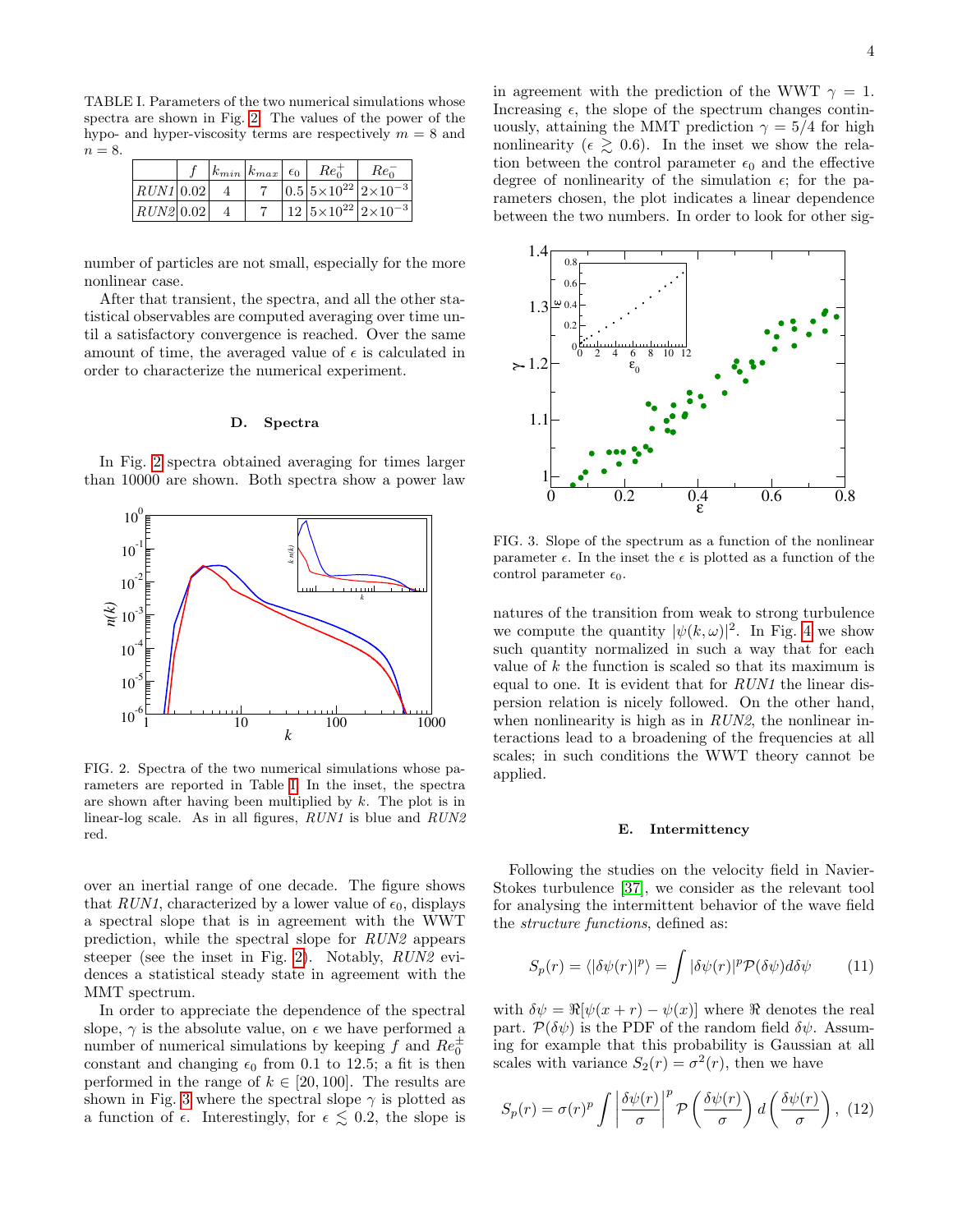TABLE I. Parameters of the two numerical simulations whose spectra are shown in Fig. 2. The values of the power of the hypo- and hyper-viscosity terms are respectively $m = 8$ and $n = 8$.

| | $f$ | $k_{min}$ | $k_{max}$ | $\epsilon_0$ | $Re_0^+$ | $Re_0^-$ |
|---|---|---|---|---|---|---|
| *RUN1* | 0.02 | 4 | 7 | 0.5 | $5\times10^{22}$ | $2\times10^{-3}$ |
| *RUN2* | 0.02 | 4 | 7 | 12 | $5\times10^{22}$ | $2\times10^{-3}$ |

number of particles are not small, especially for the more nonlinear case.

After that transient, the spectra, and all the other statistical observables are computed averaging over time until a satisfactory convergence is reached. Over the same amount of time, the averaged value of $\epsilon$ is calculated in order to characterize the numerical experiment.

### D. Spectra

In Fig. 2 spectra obtained averaging for times larger than 10000 are shown. Both spectra show a power law over an inertial range of one decade. The figure shows that *RUN1*, characterized by a lower value of $\epsilon_0$, displays a spectral slope that is in agreement with the WWT prediction, while the spectral slope for *RUN2* appears steeper (see the inset in Fig. 2). Notably, *RUN2* evidences a statistical steady state in agreement with the MMT spectrum.

FIG. 2. Spectra of the two numerical simulations whose parameters are reported in Table I. In the inset, the spectra are shown after having been multiplied by $k$. The plot is in linear-log scale. As in all figures, *RUN1* is blue and *RUN2* red.

In order to appreciate the dependence of the spectral slope, $\gamma$ is the absolute value, on $\epsilon$ we have performed a number of numerical simulations by keeping $f$ and $Re_0^{\pm}$ constant and changing $\epsilon_0$ from 0.1 to 12.5; a fit is then performed in the range of $k \in [20, 100]$. The results are shown in Fig. 3 where the spectral slope $\gamma$ is plotted as a function of $\epsilon$. Interestingly, for $\epsilon \lesssim 0.2$, the slope is in agreement with the prediction of the WWT $\gamma = 1$. Increasing $\epsilon$, the slope of the spectrum changes continuously, attaining the MMT prediction $\gamma = 5/4$ for high nonlinearity ($\epsilon \gtrsim 0.6$). In the inset we show the relation between the control parameter $\epsilon_0$ and the effective degree of nonlinearity of the simulation $\epsilon$; for the parameters chosen, the plot indicates a linear dependence between the two numbers. In order to look for other signatures of the transition from weak to strong turbulence we compute the quantity $|\psi(k,\omega)|^2$. In Fig. 4 we show such quantity normalized in such a way that for each value of $k$ the function is scaled so that its maximum is equal to one. It is evident that for *RUN1* the linear dispersion relation is nicely followed. On the other hand, when nonlinearity is high as in *RUN2*, the nonlinear interactions lead to a broadening of the frequencies at all scales; in such conditions the WWT theory cannot be applied.

FIG. 3. Slope of the spectrum as a function of the nonlinear parameter $\epsilon$. In the inset the $\epsilon$ is plotted as a function of the control parameter $\epsilon_0$.

### E. Intermittency

Following the studies on the velocity field in Navier-Stokes turbulence [37], we consider as the relevant tool for analysing the intermittent behavior of the wave field the *structure functions*, defined as:

$$S_p(r) = \langle|\delta\psi(r)|^p\rangle = \int |\delta\psi(r)|^p \mathcal{P}(\delta\psi) d\delta\psi \qquad (11)$$

with $\delta\psi = \Re[\psi(x+r) - \psi(x)]$ where $\Re$ denotes the real part. $\mathcal{P}(\delta\psi)$ is the PDF of the random field $\delta\psi$. Assuming for example that this probability is Gaussian at all scales with variance $S_2(r) = \sigma^2(r)$, then we have

$$S_p(r) = \sigma(r)^p \int \left|\frac{\delta\psi(r)}{\sigma}\right|^p \mathcal{P}\left(\frac{\delta\psi(r)}{\sigma}\right) d\left(\frac{\delta\psi(r)}{\sigma}\right), \quad (12)$$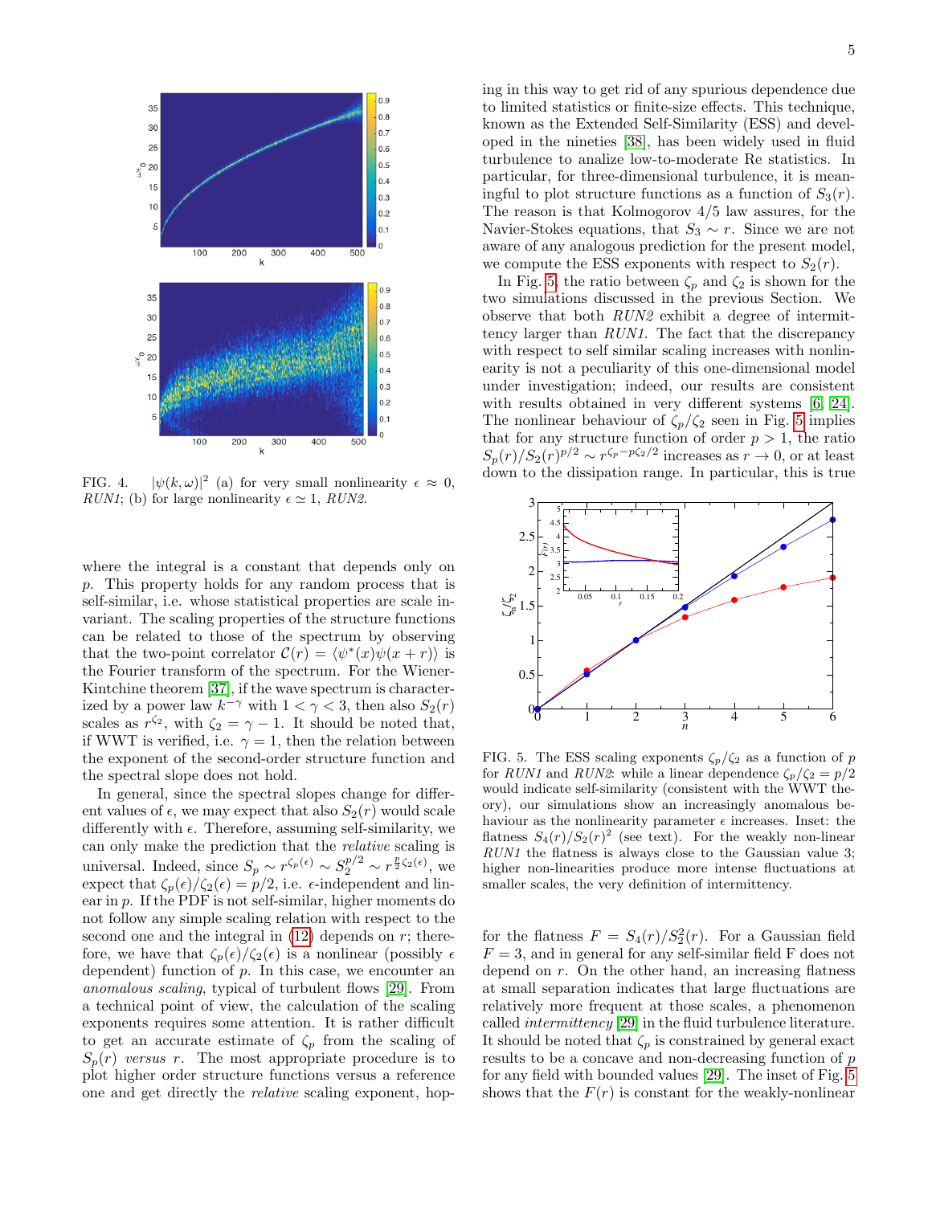FIG. 4. $|\psi(k,\omega)|^2$ (a) for very small nonlinearity $\epsilon \approx 0$, *RUN1*; (b) for large nonlinearity $\epsilon \simeq 1$, *RUN2*.

where the integral is a constant that depends only on $p$. This property holds for any random process that is self-similar, i.e. whose statistical properties are scale invariant. The scaling properties of the structure functions can be related to those of the spectrum by observing that the two-point correlator $\mathcal{C}(r) = \langle \psi^*(x)\psi(x+r)\rangle$ is the Fourier transform of the spectrum. For the Wiener-Kintchine theorem [37], if the wave spectrum is characterized by a power law $k^{-\gamma}$ with $1 < \gamma < 3$, then also $S_2(r)$ scales as $r^{\zeta_2}$, with $\zeta_2 = \gamma - 1$. It should be noted that, if WWT is verified, i.e. $\gamma = 1$, then the relation between the exponent of the second-order structure function and the spectral slope does not hold.

In general, since the spectral slopes change for different values of $\epsilon$, we may expect that also $S_2(r)$ would scale differently with $\epsilon$. Therefore, assuming self-similarity, we can only make the prediction that the *relative* scaling is universal. Indeed, since $S_p \sim r^{\zeta_p(\epsilon)} \sim S_2^{p/2} \sim r^{\frac{p}{2}\zeta_2(\epsilon)}$, we expect that $\zeta_p(\epsilon)/\zeta_2(\epsilon) = p/2$, i.e. $\epsilon$-independent and linear in $p$. If the PDF is not self-similar, higher moments do not follow any simple scaling relation with respect to the second one and the integral in (12) depends on $r$; therefore, we have that $\zeta_p(\epsilon)/\zeta_2(\epsilon)$ is a nonlinear (possibly $\epsilon$ dependent) function of $p$. In this case, we encounter an *anomalous scaling*, typical of turbulent flows [29]. From a technical point of view, the calculation of the scaling exponents requires some attention. It is rather difficult to get an accurate estimate of $\zeta_p$ from the scaling of $S_p(r)$ *versus* $r$. The most appropriate procedure is to plot higher order structure functions versus a reference one and get directly the *relative* scaling exponent, hoping in this way to get rid of any spurious dependence due to limited statistics or finite-size effects. This technique, known as the Extended Self-Similarity (ESS) and developed in the nineties [38], has been widely used in fluid turbulence to analize low-to-moderate Re statistics. In particular, for three-dimensional turbulence, it is meaningful to plot structure functions as a function of $S_3(r)$. The reason is that Kolmogorov 4/5 law assures, for the Navier-Stokes equations, that $S_3 \sim r$. Since we are not aware of any analogous prediction for the present model, we compute the ESS exponents with respect to $S_2(r)$.

In Fig. 5, the ratio between $\zeta_p$ and $\zeta_2$ is shown for the two simulations discussed in the previous Section. We observe that both *RUN2* exhibit a degree of intermittency larger than *RUN1*. The fact that the discrepancy with respect to self similar scaling increases with nonlinearity is not a peculiarity of this one-dimensional model under investigation; indeed, our results are consistent with results obtained in very different systems [6, 24]. The nonlinear behaviour of $\zeta_p/\zeta_2$ seen in Fig. 5 implies that for any structure function of order $p > 1$, the ratio $S_p(r)/S_2(r)^{p/2} \sim r^{\zeta_p - p\zeta_2/2}$ increases as $r \to 0$, or at least down to the dissipation range. In particular, this is true

FIG. 5. The ESS scaling exponents $\zeta_p/\zeta_2$ as a function of $p$ for *RUN1* and *RUN2*: while a linear dependence $\zeta_p/\zeta_2 = p/2$ would indicate self-similarity (consistent with the WWT theory), our simulations show an increasingly anomalous behaviour as the nonlinearity parameter $\epsilon$ increases. Inset: the flatness $S_4(r)/S_2(r)^2$ (see text). For the weakly non-linear *RUN1* the flatness is always close to the Gaussian value 3; higher non-linearities produce more intense fluctuations at smaller scales, the very definition of intermittency.

for the flatness $F = S_4(r)/S_2^2(r)$. For a Gaussian field $F = 3$, and in general for any self-similar field F does not depend on $r$. On the other hand, an increasing flatness at small separation indicates that large fluctuations are relatively more frequent at those scales, a phenomenon called *intermittency* [29] in the fluid turbulence literature. It should be noted that $\zeta_p$ is constrained by general exact results to be a concave and non-decreasing function of $p$ for any field with bounded values [29]. The inset of Fig. 5 shows that the $F(r)$ is constant for the weakly-nonlinear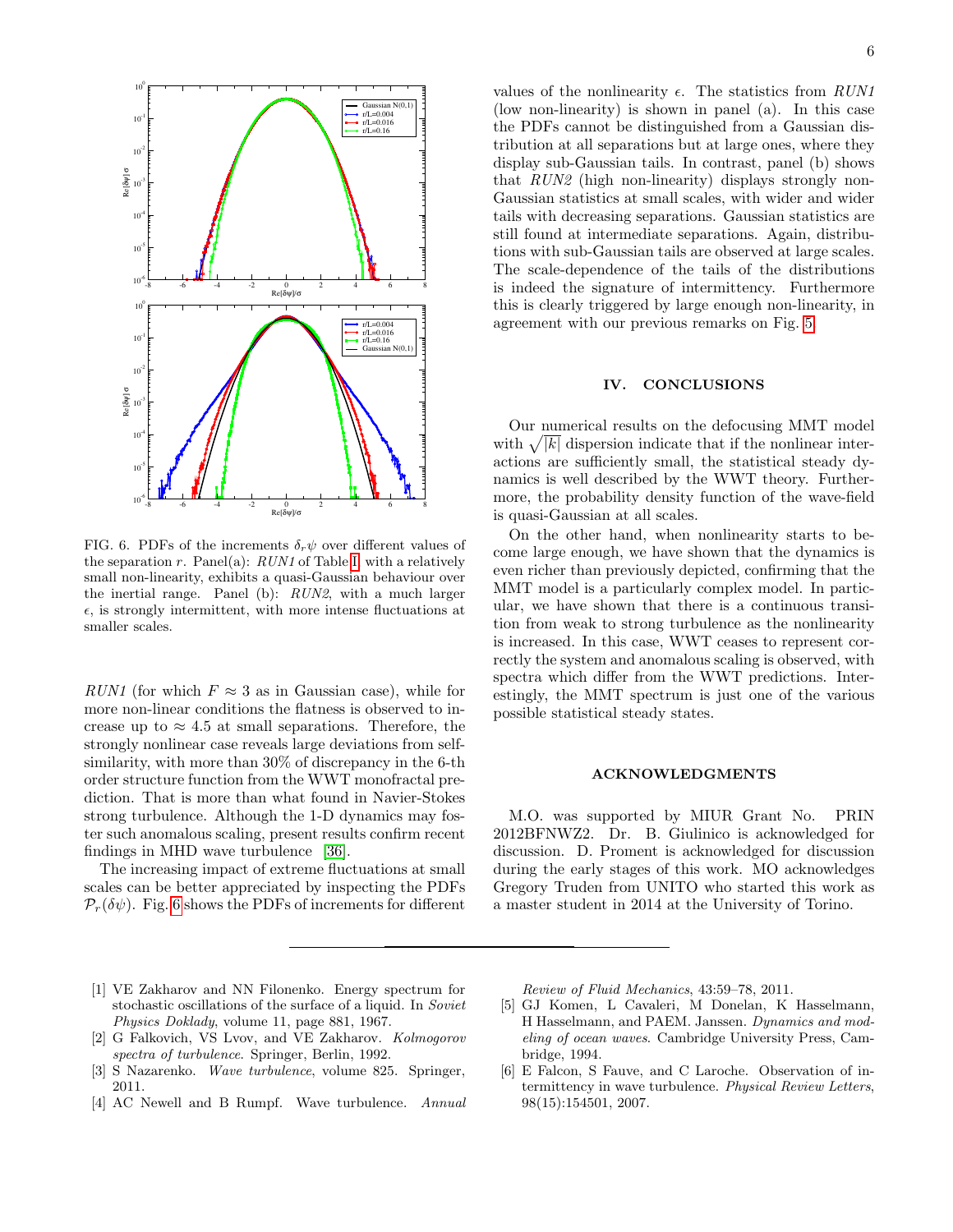FIG. 6. PDFs of the increments $\delta_r \psi$ over different values of the separation $r$. Panel(a): *RUN1* of Table I, with a relatively small non-linearity, exhibits a quasi-Gaussian behaviour over the inertial range. Panel (b): *RUN2*, with a much larger $\epsilon$, is strongly intermittent, with more intense fluctuations at smaller scales.

*RUN1* (for which $F \approx 3$ as in Gaussian case), while for more non-linear conditions the flatness is observed to increase up to $\approx 4.5$ at small separations. Therefore, the strongly nonlinear case reveals large deviations from self-similarity, with more than 30% of discrepancy in the 6-th order structure function from the WWT monofractal prediction. That is more than what found in Navier-Stokes strong turbulence. Although the 1-D dynamics may foster such anomalous scaling, present results confirm recent findings in MHD wave turbulence [36].

The increasing impact of extreme fluctuations at small scales can be better appreciated by inspecting the PDFs $\mathcal{P}_r(\delta\psi)$. Fig. 6 shows the PDFs of increments for different values of the nonlinearity $\epsilon$. The statistics from *RUN1* (low non-linearity) is shown in panel (a). In this case the PDFs cannot be distinguished from a Gaussian distribution at all separations but at large ones, where they display sub-Gaussian tails. In contrast, panel (b) shows that *RUN2* (high non-linearity) displays strongly non-Gaussian statistics at small scales, with wider and wider tails with decreasing separations. Gaussian statistics are still found at intermediate separations. Again, distributions with sub-Gaussian tails are observed at large scales. The scale-dependence of the tails of the distributions is indeed the signature of intermittency. Furthermore this is clearly triggered by large enough non-linearity, in agreement with our previous remarks on Fig. 5.

## IV. CONCLUSIONS

Our numerical results on the defocusing MMT model with $\sqrt{|k|}$ dispersion indicate that if the nonlinear interactions are sufficiently small, the statistical steady dynamics is well described by the WWT theory. Furthermore, the probability density function of the wave-field is quasi-Gaussian at all scales.

On the other hand, when nonlinearity starts to become large enough, we have shown that the dynamics is even richer than previously depicted, confirming that the MMT model is a particularly complex model. In particular, we have shown that there is a continuous transition from weak to strong turbulence as the nonlinearity is increased. In this case, WWT ceases to represent correctly the system and anomalous scaling is observed, with spectra which differ from the WWT predictions. Interestingly, the MMT spectrum is just one of the various possible statistical steady states.

## ACKNOWLEDGMENTS

M.O. was supported by MIUR Grant No. PRIN 2012BFNWZ2. Dr. B. Giulinico is acknowledged for discussion. D. Proment is acknowledged for discussion during the early stages of this work. MO acknowledges Gregory Truden from UNITO who started this work as a master student in 2014 at the University of Torino.

---

[1] VE Zakharov and NN Filonenko. Energy spectrum for stochastic oscillations of the surface of a liquid. In *Soviet Physics Doklady*, volume 11, page 881, 1967.

[2] G Falkovich, VS Lvov, and VE Zakharov. *Kolmogorov spectra of turbulence*. Springer, Berlin, 1992.

[3] S Nazarenko. *Wave turbulence*, volume 825. Springer, 2011.

[4] AC Newell and B Rumpf. Wave turbulence. *Annual Review of Fluid Mechanics*, 43:59–78, 2011.

[5] GJ Komen, L Cavaleri, M Donelan, K Hasselmann, H Hasselmann, and PAEM. Janssen. *Dynamics and modeling of ocean waves*. Cambridge University Press, Cambridge, 1994.

[6] E Falcon, S Fauve, and C Laroche. Observation of intermittency in wave turbulence. *Physical Review Letters*, 98(15):154501, 2007.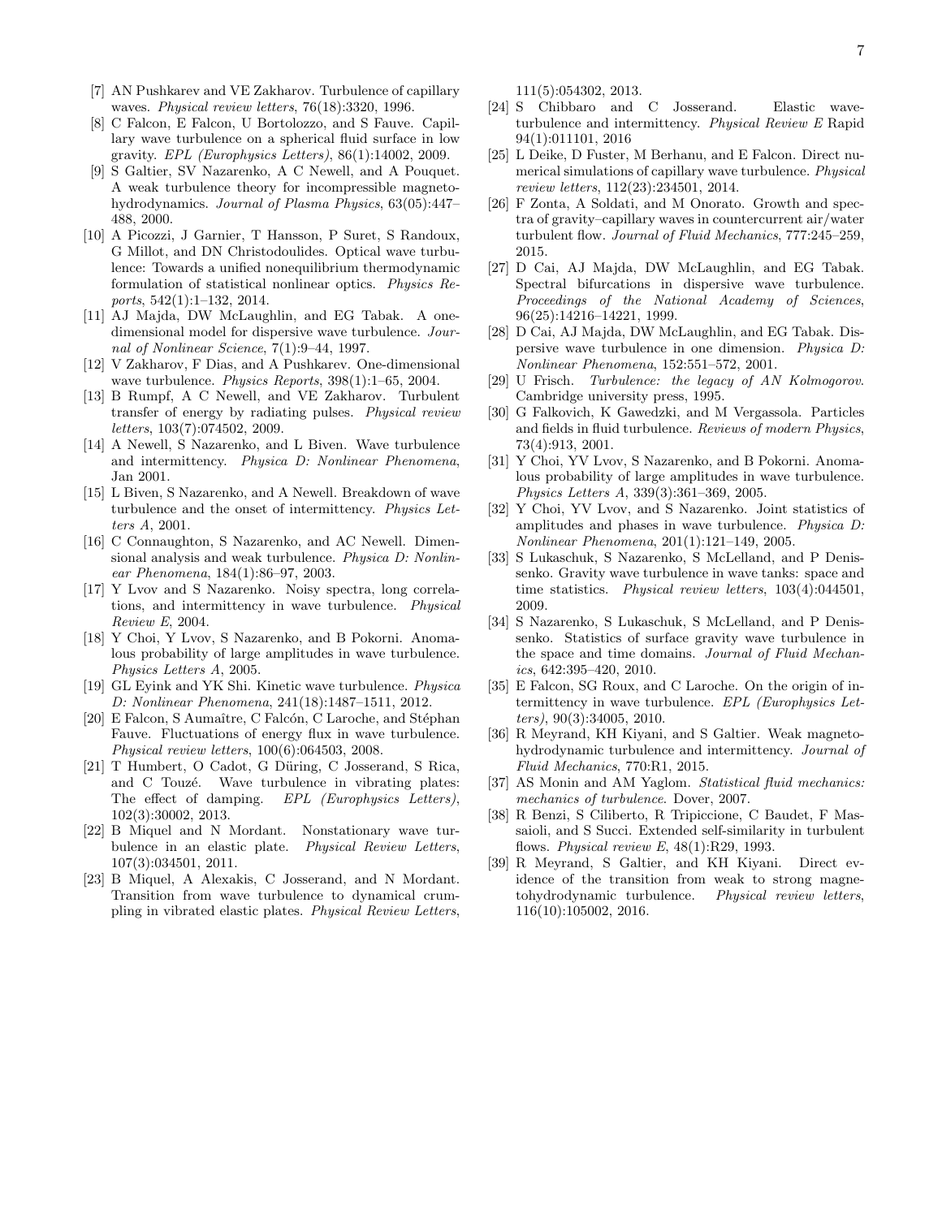[7] AN Pushkarev and VE Zakharov. Turbulence of capillary waves. *Physical review letters*, 76(18):3320, 1996.

[8] C Falcon, E Falcon, U Bortolozzo, and S Fauve. Capillary wave turbulence on a spherical fluid surface in low gravity. *EPL (Europhysics Letters)*, 86(1):14002, 2009.

[9] S Galtier, SV Nazarenko, A C Newell, and A Pouquet. A weak turbulence theory for incompressible magnetohydrodynamics. *Journal of Plasma Physics*, 63(05):447–488, 2000.

[10] A Picozzi, J Garnier, T Hansson, P Suret, S Randoux, G Millot, and DN Christodoulides. Optical wave turbulence: Towards a unified nonequilibrium thermodynamic formulation of statistical nonlinear optics. *Physics Reports*, 542(1):1–132, 2014.

[11] AJ Majda, DW McLaughlin, and EG Tabak. A one-dimensional model for dispersive wave turbulence. *Journal of Nonlinear Science*, 7(1):9–44, 1997.

[12] V Zakharov, F Dias, and A Pushkarev. One-dimensional wave turbulence. *Physics Reports*, 398(1):1–65, 2004.

[13] B Rumpf, A C Newell, and VE Zakharov. Turbulent transfer of energy by radiating pulses. *Physical review letters*, 103(7):074502, 2009.

[14] A Newell, S Nazarenko, and L Biven. Wave turbulence and intermittency. *Physica D: Nonlinear Phenomena*, Jan 2001.

[15] L Biven, S Nazarenko, and A Newell. Breakdown of wave turbulence and the onset of intermittency. *Physics Letters A*, 2001.

[16] C Connaughton, S Nazarenko, and AC Newell. Dimensional analysis and weak turbulence. *Physica D: Nonlinear Phenomena*, 184(1):86–97, 2003.

[17] Y Lvov and S Nazarenko. Noisy spectra, long correlations, and intermittency in wave turbulence. *Physical Review E*, 2004.

[18] Y Choi, Y Lvov, S Nazarenko, and B Pokorni. Anomalous probability of large amplitudes in wave turbulence. *Physics Letters A*, 2005.

[19] GL Eyink and YK Shi. Kinetic wave turbulence. *Physica D: Nonlinear Phenomena*, 241(18):1487–1511, 2012.

[20] E Falcon, S Aumaître, C Falcón, C Laroche, and Stéphan Fauve. Fluctuations of energy flux in wave turbulence. *Physical review letters*, 100(6):064503, 2008.

[21] T Humbert, O Cadot, G Düring, C Josserand, S Rica, and C Touzé. Wave turbulence in vibrating plates: The effect of damping. *EPL (Europhysics Letters)*, 102(3):30002, 2013.

[22] B Miquel and N Mordant. Nonstationary wave turbulence in an elastic plate. *Physical Review Letters*, 107(3):034501, 2011.

[23] B Miquel, A Alexakis, C Josserand, and N Mordant. Transition from wave turbulence to dynamical crumpling in vibrated elastic plates. *Physical Review Letters*, 111(5):054302, 2013.

[24] S Chibbaro and C Josserand. Elastic wave-turbulence and intermittency. *Physical Review E* Rapid 94(1):011101, 2016

[25] L Deike, D Fuster, M Berhanu, and E Falcon. Direct numerical simulations of capillary wave turbulence. *Physical review letters*, 112(23):234501, 2014.

[26] F Zonta, A Soldati, and M Onorato. Growth and spectra of gravity–capillary waves in countercurrent air/water turbulent flow. *Journal of Fluid Mechanics*, 777:245–259, 2015.

[27] D Cai, AJ Majda, DW McLaughlin, and EG Tabak. Spectral bifurcations in dispersive wave turbulence. *Proceedings of the National Academy of Sciences*, 96(25):14216–14221, 1999.

[28] D Cai, AJ Majda, DW McLaughlin, and EG Tabak. Dispersive wave turbulence in one dimension. *Physica D: Nonlinear Phenomena*, 152:551–572, 2001.

[29] U Frisch. *Turbulence: the legacy of AN Kolmogorov*. Cambridge university press, 1995.

[30] G Falkovich, K Gawedzki, and M Vergassola. Particles and fields in fluid turbulence. *Reviews of modern Physics*, 73(4):913, 2001.

[31] Y Choi, YV Lvov, S Nazarenko, and B Pokorni. Anomalous probability of large amplitudes in wave turbulence. *Physics Letters A*, 339(3):361–369, 2005.

[32] Y Choi, YV Lvov, and S Nazarenko. Joint statistics of amplitudes and phases in wave turbulence. *Physica D: Nonlinear Phenomena*, 201(1):121–149, 2005.

[33] S Lukaschuk, S Nazarenko, S McLelland, and P Denissenko. Gravity wave turbulence in wave tanks: space and time statistics. *Physical review letters*, 103(4):044501, 2009.

[34] S Nazarenko, S Lukaschuk, S McLelland, and P Denissenko. Statistics of surface gravity wave turbulence in the space and time domains. *Journal of Fluid Mechanics*, 642:395–420, 2010.

[35] E Falcon, SG Roux, and C Laroche. On the origin of intermittency in wave turbulence. *EPL (Europhysics Letters)*, 90(3):34005, 2010.

[36] R Meyrand, KH Kiyani, and S Galtier. Weak magnetohydrodynamic turbulence and intermittency. *Journal of Fluid Mechanics*, 770:R1, 2015.

[37] AS Monin and AM Yaglom. *Statistical fluid mechanics: mechanics of turbulence*. Dover, 2007.

[38] R Benzi, S Ciliberto, R Tripiccione, C Baudet, F Massaioli, and S Succi. Extended self-similarity in turbulent flows. *Physical review E*, 48(1):R29, 1993.

[39] R Meyrand, S Galtier, and KH Kiyani. Direct evidence of the transition from weak to strong magnetohydrodynamic turbulence. *Physical review letters*, 116(10):105002, 2016.